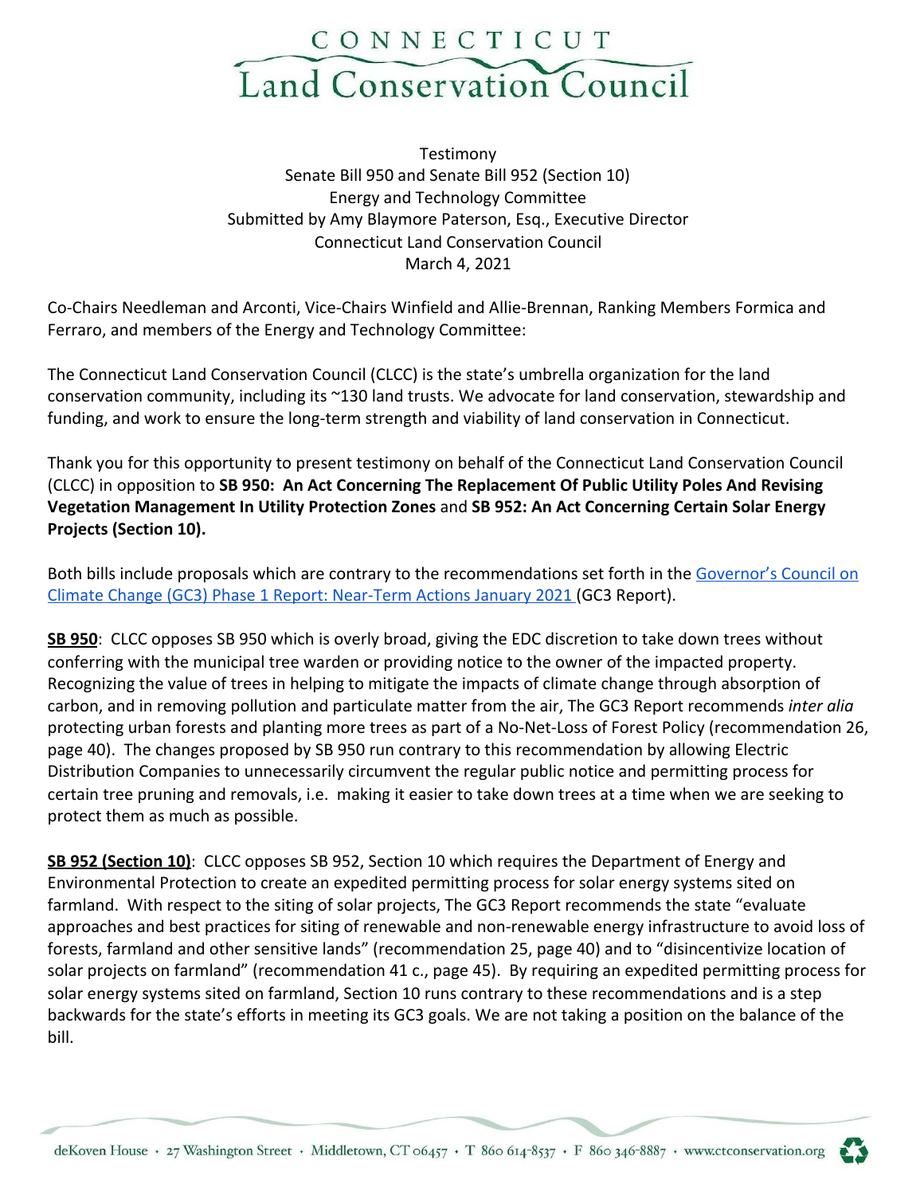# CONNECTICUT Land Conservation Council

Testimony
Senate Bill 950 and Senate Bill 952 (Section 10)
Energy and Technology Committee
Submitted by Amy Blaymore Paterson, Esq., Executive Director
Connecticut Land Conservation Council
March 4, 2021

Co-Chairs Needleman and Arconti, Vice-Chairs Winfield and Allie-Brennan, Ranking Members Formica and Ferraro, and members of the Energy and Technology Committee:

The Connecticut Land Conservation Council (CLCC) is the state's umbrella organization for the land conservation community, including its ~130 land trusts. We advocate for land conservation, stewardship and funding, and work to ensure the long-term strength and viability of land conservation in Connecticut.

Thank you for this opportunity to present testimony on behalf of the Connecticut Land Conservation Council (CLCC) in opposition to **SB 950: An Act Concerning The Replacement Of Public Utility Poles And Revising Vegetation Management In Utility Protection Zones** and **SB 952: An Act Concerning Certain Solar Energy Projects (Section 10).**

Both bills include proposals which are contrary to the recommendations set forth in the Governor's Council on Climate Change (GC3) Phase 1 Report: Near-Term Actions January 2021 (GC3 Report).

**SB 950**: CLCC opposes SB 950 which is overly broad, giving the EDC discretion to take down trees without conferring with the municipal tree warden or providing notice to the owner of the impacted property. Recognizing the value of trees in helping to mitigate the impacts of climate change through absorption of carbon, and in removing pollution and particulate matter from the air, The GC3 Report recommends *inter alia* protecting urban forests and planting more trees as part of a No-Net-Loss of Forest Policy (recommendation 26, page 40). The changes proposed by SB 950 run contrary to this recommendation by allowing Electric Distribution Companies to unnecessarily circumvent the regular public notice and permitting process for certain tree pruning and removals, i.e. making it easier to take down trees at a time when we are seeking to protect them as much as possible.

**SB 952 (Section 10)**: CLCC opposes SB 952, Section 10 which requires the Department of Energy and Environmental Protection to create an expedited permitting process for solar energy systems sited on farmland. With respect to the siting of solar projects, The GC3 Report recommends the state "evaluate approaches and best practices for siting of renewable and non-renewable energy infrastructure to avoid loss of forests, farmland and other sensitive lands" (recommendation 25, page 40) and to "disincentivize location of solar projects on farmland" (recommendation 41 c., page 45). By requiring an expedited permitting process for solar energy systems sited on farmland, Section 10 runs contrary to these recommendations and is a step backwards for the state's efforts in meeting its GC3 goals. We are not taking a position on the balance of the bill.

deKoven House • 27 Washington Street • Middletown, CT 06457 • T 860 614-8537 • F 860 346-8887 • www.ctconservation.org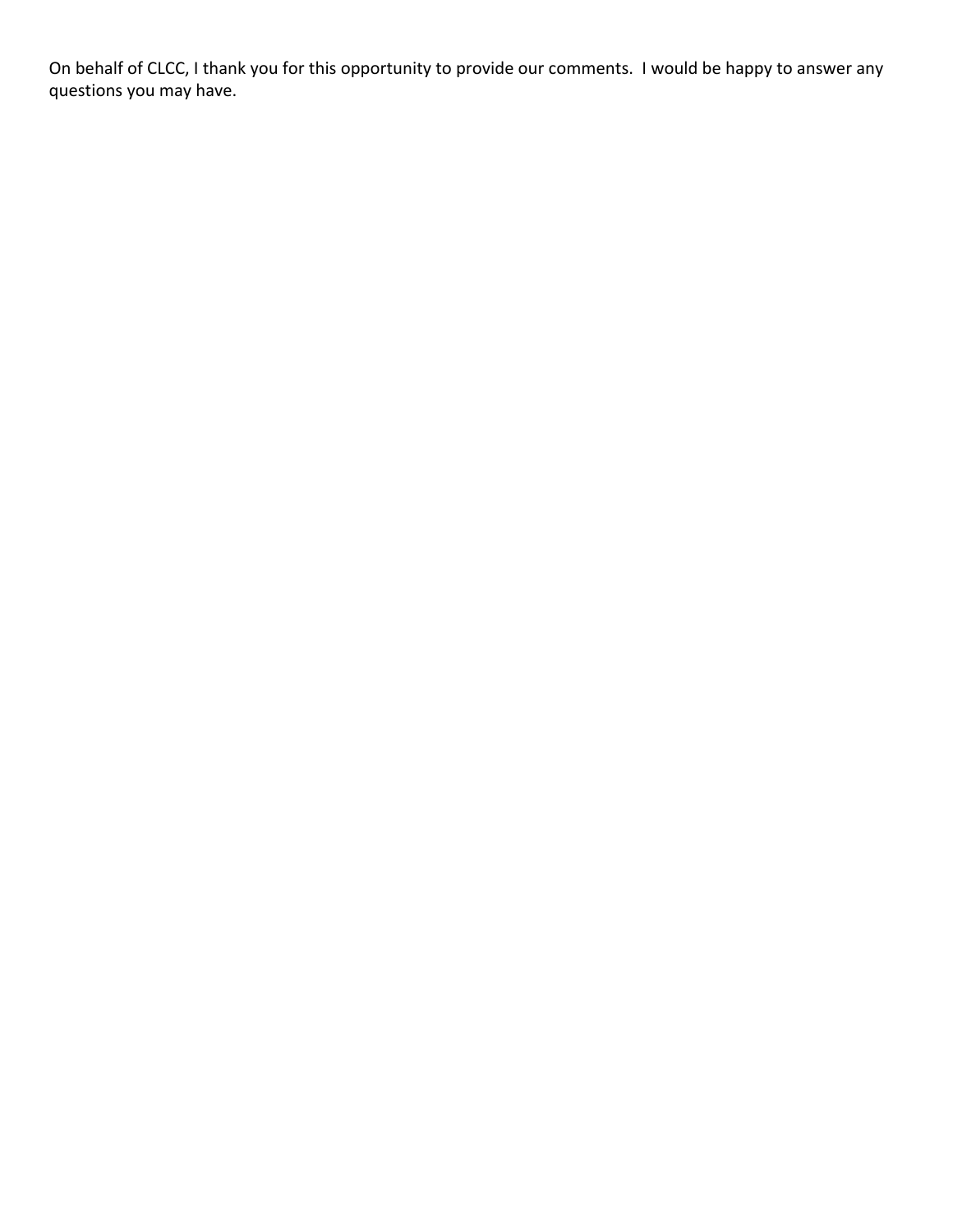On behalf of CLCC, I thank you for this opportunity to provide our comments. I would be happy to answer any questions you may have.